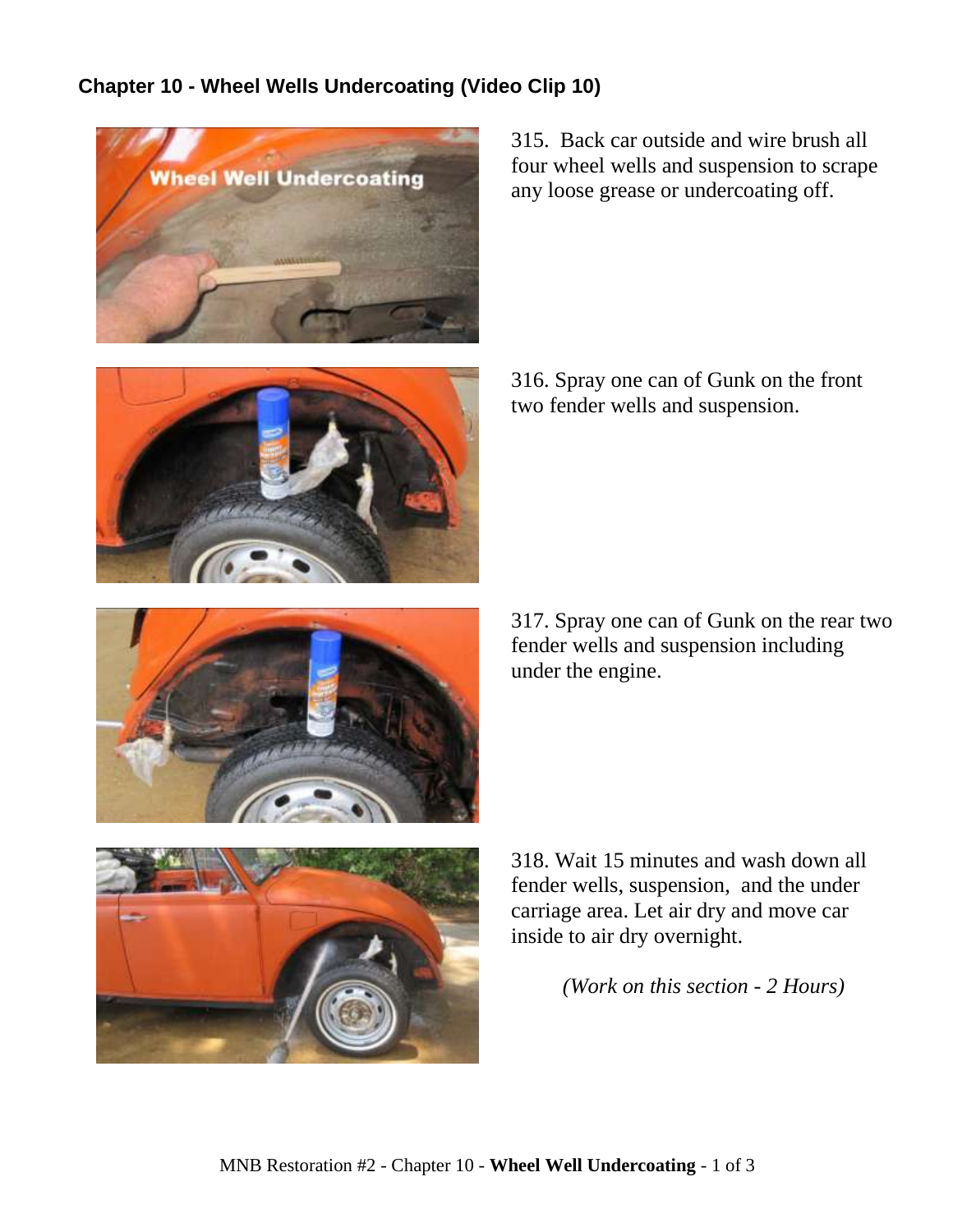## Chapter 10 - Wheel Wells Undercoating (Video Clip 10)

315. Back car outside and wire brush all four wheel wells and suspension to scrape any loose grease or undercoating off.

316. Spray one can of Gunk on the front two fender wells and suspension.

317. Spray one can of Gunk on the rear two fender wells and suspension including under the engine.

318. Wait 15 minutes and wash down all fender wells, suspension, and the under carriage area. Let air dry and move car inside to air dry overnight.

*(Work on this section - 2 Hours)*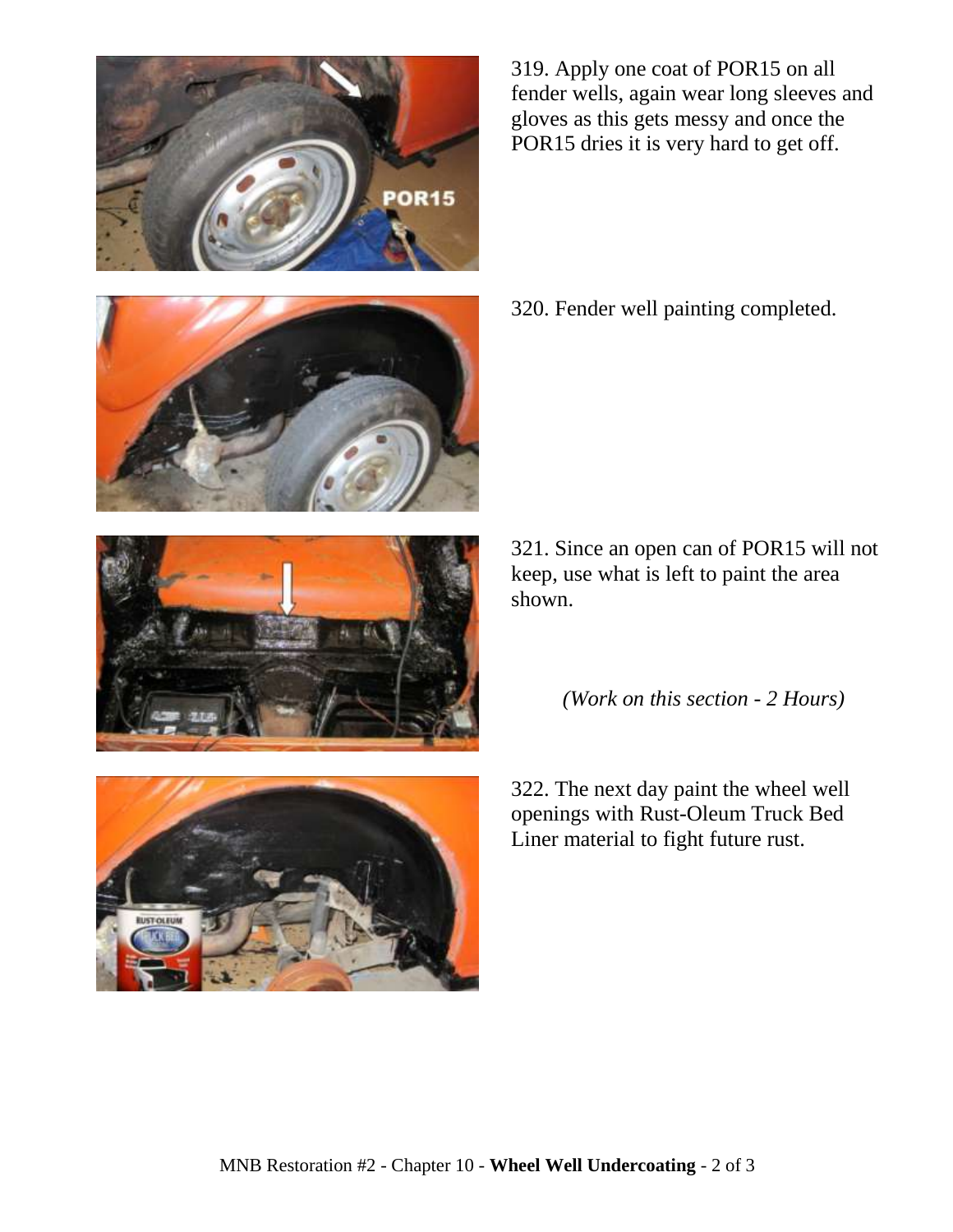319. Apply one coat of POR15 on all fender wells, again wear long sleeves and gloves as this gets messy and once the POR15 dries it is very hard to get off.

320. Fender well painting completed.

321. Since an open can of POR15 will not keep, use what is left to paint the area shown.

*(Work on this section - 2 Hours)*

322. The next day paint the wheel well openings with Rust-Oleum Truck Bed Liner material to fight future rust.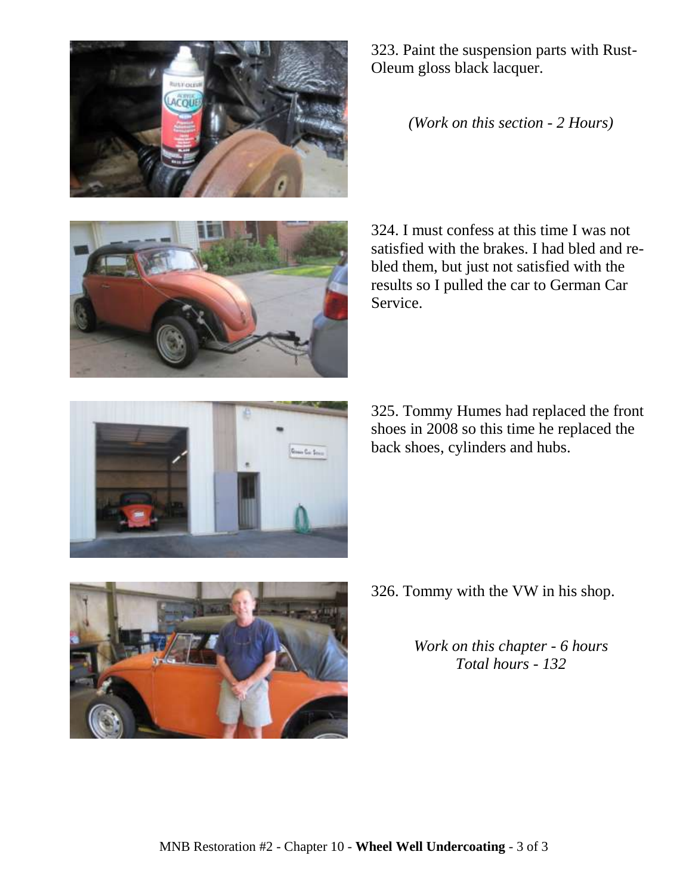323. Paint the suspension parts with Rust-Oleum gloss black lacquer.

*(Work on this section - 2 Hours)*

324. I must confess at this time I was not satisfied with the brakes. I had bled and re-bled them, but just not satisfied with the results so I pulled the car to German Car Service.

325. Tommy Humes had replaced the front shoes in 2008 so this time he replaced the back shoes, cylinders and hubs.

326. Tommy with the VW in his shop.

*Work on this chapter - 6 hours*
*Total hours - 132*